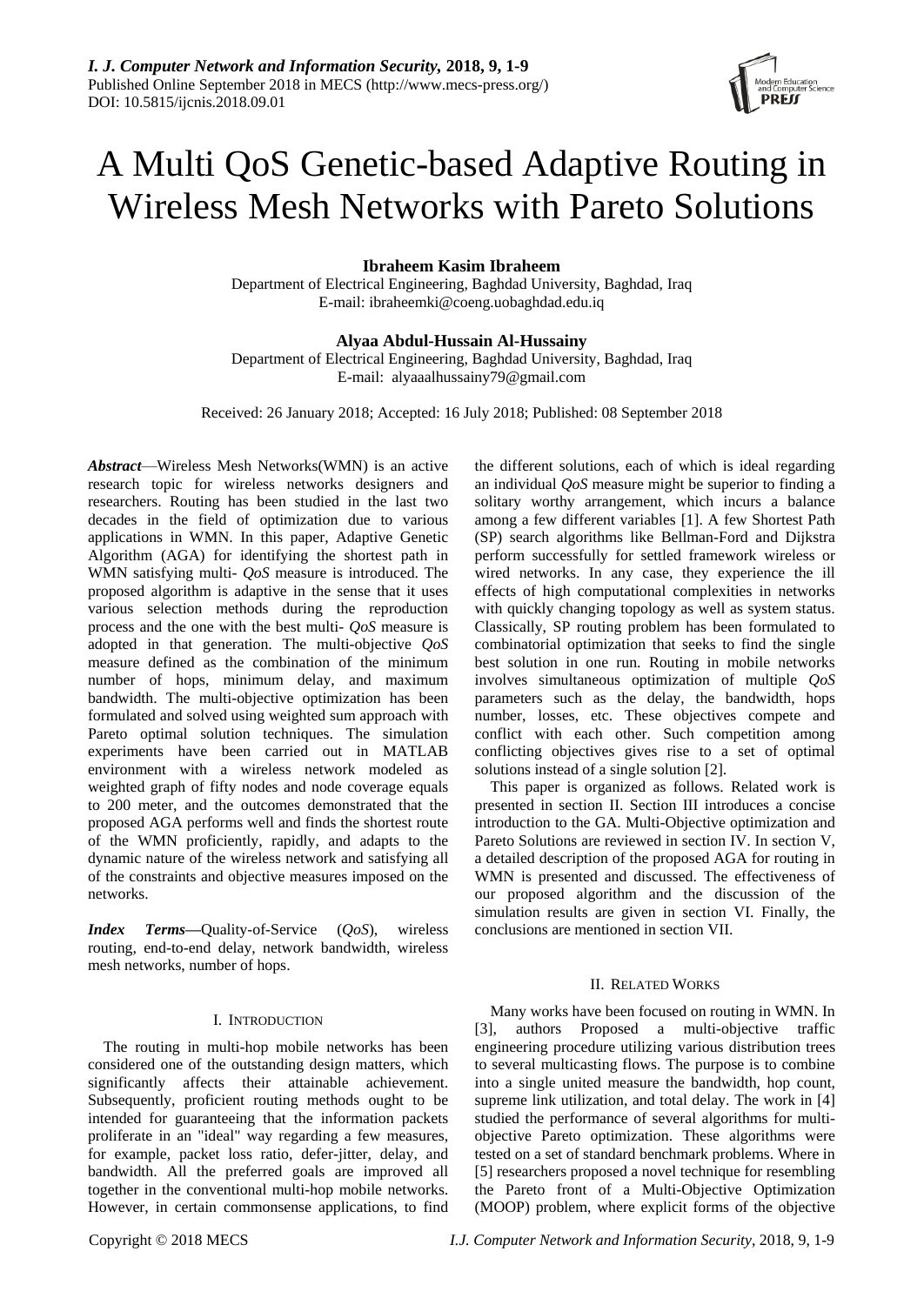# A Multi QoS Genetic-based Adaptive Routing in Wireless Mesh Networks with Pareto Solutions

**Ibraheem Kasim Ibraheem**
Department of Electrical Engineering, Baghdad University, Baghdad, Iraq
E-mail: ibraheemki@coeng.uobaghdad.edu.iq

**Alyaa Abdul-Hussain Al-Hussainy**
Department of Electrical Engineering, Baghdad University, Baghdad, Iraq
E-mail: alyaaalhussainy79@gmail.com

Received: 26 January 2018; Accepted: 16 July 2018; Published: 08 September 2018

***Abstract***—Wireless Mesh Networks(WMN) is an active research topic for wireless networks designers and researchers. Routing has been studied in the last two decades in the field of optimization due to various applications in WMN. In this paper, Adaptive Genetic Algorithm (AGA) for identifying the shortest path in WMN satisfying multi- *QoS* measure is introduced. The proposed algorithm is adaptive in the sense that it uses various selection methods during the reproduction process and the one with the best multi- *QoS* measure is adopted in that generation. The multi-objective *QoS* measure defined as the combination of the minimum number of hops, minimum delay, and maximum bandwidth. The multi-objective optimization has been formulated and solved using weighted sum approach with Pareto optimal solution techniques. The simulation experiments have been carried out in MATLAB environment with a wireless network modeled as weighted graph of fifty nodes and node coverage equals to 200 meter, and the outcomes demonstrated that the proposed AGA performs well and finds the shortest route of the WMN proficiently, rapidly, and adapts to the dynamic nature of the wireless network and satisfying all of the constraints and objective measures imposed on the networks.

***Index Terms*—**Quality-of-Service (*QoS*), wireless routing, end-to-end delay, network bandwidth, wireless mesh networks, number of hops.

## I. Introduction

The routing in multi-hop mobile networks has been considered one of the outstanding design matters, which significantly affects their attainable achievement. Subsequently, proficient routing methods ought to be intended for guaranteeing that the information packets proliferate in an "ideal" way regarding a few measures, for example, packet loss ratio, defer-jitter, delay, and bandwidth. All the preferred goals are improved all together in the conventional multi-hop mobile networks. However, in certain commonsense applications, to find the different solutions, each of which is ideal regarding an individual *QoS* measure might be superior to finding a solitary worthy arrangement, which incurs a balance among a few different variables [1]. A few Shortest Path (SP) search algorithms like Bellman-Ford and Dijkstra perform successfully for settled framework wireless or wired networks. In any case, they experience the ill effects of high computational complexities in networks with quickly changing topology as well as system status. Classically, SP routing problem has been formulated to combinatorial optimization that seeks to find the single best solution in one run. Routing in mobile networks involves simultaneous optimization of multiple *QoS* parameters such as the delay, the bandwidth, hops number, losses, etc. These objectives compete and conflict with each other. Such competition among conflicting objectives gives rise to a set of optimal solutions instead of a single solution [2].

This paper is organized as follows. Related work is presented in section II. Section III introduces a concise introduction to the GA. Multi-Objective optimization and Pareto Solutions are reviewed in section IV. In section V, a detailed description of the proposed AGA for routing in WMN is presented and discussed. The effectiveness of our proposed algorithm and the discussion of the simulation results are given in section VI. Finally, the conclusions are mentioned in section VII.

## II. Related Works

Many works have been focused on routing in WMN. In [3], authors Proposed a multi-objective traffic engineering procedure utilizing various distribution trees to several multicasting flows. The purpose is to combine into a single united measure the bandwidth, hop count, supreme link utilization, and total delay. The work in [4] studied the performance of several algorithms for multi-objective Pareto optimization. These algorithms were tested on a set of standard benchmark problems. Where in [5] researchers proposed a novel technique for resembling the Pareto front of a Multi-Objective Optimization (MOOP) problem, where explicit forms of the objective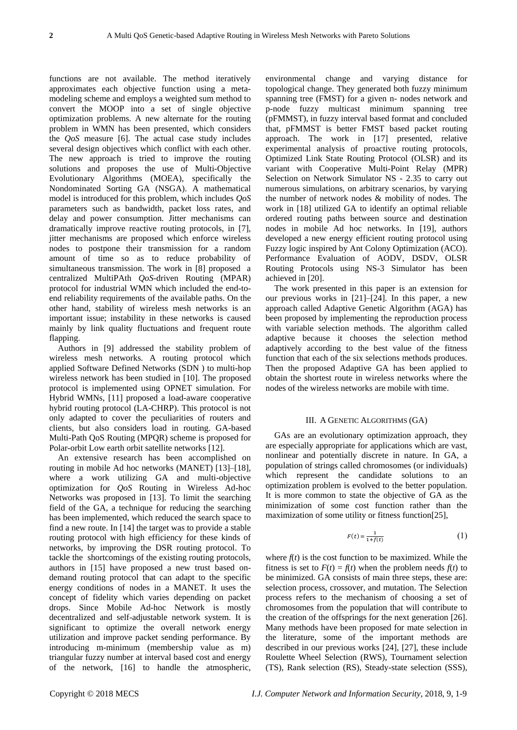functions are not available. The method iteratively approximates each objective function using a meta-modeling scheme and employs a weighted sum method to convert the MOOP into a set of single objective optimization problems. A new alternate for the routing problem in WMN has been presented, which considers the *QoS* measure [6]. The actual case study includes several design objectives which conflict with each other. The new approach is tried to improve the routing solutions and proposes the use of Multi-Objective Evolutionary Algorithms (MOEA), specifically the Nondominated Sorting GA (NSGA). A mathematical model is introduced for this problem, which includes *QoS* parameters such as bandwidth, packet loss rates, and delay and power consumption. Jitter mechanisms can dramatically improve reactive routing protocols, in [7], jitter mechanisms are proposed which enforce wireless nodes to postpone their transmission for a random amount of time so as to reduce probability of simultaneous transmission. The work in [8] proposed a centralized MultiPAth *QoS*-driven Routing (MPAR) protocol for industrial WMN which included the end-to-end reliability requirements of the available paths. On the other hand, stability of wireless mesh networks is an important issue; instability in these networks is caused mainly by link quality fluctuations and frequent route flapping.

Authors in [9] addressed the stability problem of wireless mesh networks. A routing protocol which applied Software Defined Networks (SDN ) to multi-hop wireless network has been studied in [10]. The proposed protocol is implemented using OPNET simulation. For Hybrid WMNs, [11] proposed a load-aware cooperative hybrid routing protocol (LA-CHRP). This protocol is not only adapted to cover the peculiarities of routers and clients, but also considers load in routing. GA-based Multi-Path QoS Routing (MPQR) scheme is proposed for Polar-orbit Low earth orbit satellite networks [12].

An extensive research has been accomplished on routing in mobile Ad hoc networks (MANET) [13]–[18], where a work utilizing GA and multi-objective optimization for *QoS* Routing in Wireless Ad-hoc Networks was proposed in [13]. To limit the searching field of the GA, a technique for reducing the searching has been implemented, which reduced the search space to find a new route. In [14] the target was to provide a stable routing protocol with high efficiency for these kinds of networks, by improving the DSR routing protocol. To tackle the shortcomings of the existing routing protocols, authors in [15] have proposed a new trust based on-demand routing protocol that can adapt to the specific energy conditions of nodes in a MANET. It uses the concept of fidelity which varies depending on packet drops. Since Mobile Ad-hoc Network is mostly decentralized and self-adjustable network system. It is significant to optimize the overall network energy utilization and improve packet sending performance. By introducing m-minimum (membership value as m) triangular fuzzy number at interval based cost and energy of the network, [16] to handle the atmospheric, environmental change and varying distance for topological change. They generated both fuzzy minimum spanning tree (FMST) for a given n- nodes network and p-node fuzzy multicast minimum spanning tree (pFMMST), in fuzzy interval based format and concluded that, pFMMST is better FMST based packet routing approach. The work in [17] presented, relative experimental analysis of proactive routing protocols, Optimized Link State Routing Protocol (OLSR) and its variant with Cooperative Multi-Point Relay (MPR) Selection on Network Simulator NS - 2.35 to carry out numerous simulations, on arbitrary scenarios, by varying the number of network nodes & mobility of nodes. The work in [18] utilized GA to identify an optimal reliable ordered routing paths between source and destination nodes in mobile Ad hoc networks. In [19], authors developed a new energy efficient routing protocol using Fuzzy logic inspired by Ant Colony Optimization (ACO). Performance Evaluation of AODV, DSDV, OLSR Routing Protocols using NS-3 Simulator has been achieved in [20].

The work presented in this paper is an extension for our previous works in [21]–[24]. In this paper, a new approach called Adaptive Genetic Algorithm (AGA) has been proposed by implementing the reproduction process with variable selection methods. The algorithm called adaptive because it chooses the selection method adaptively according to the best value of the fitness function that each of the six selections methods produces. Then the proposed Adaptive GA has been applied to obtain the shortest route in wireless networks where the nodes of the wireless networks are mobile with time.

## III. A Genetic Algorithms (GA)

GAs are an evolutionary optimization approach, they are especially appropriate for applications which are vast, nonlinear and potentially discrete in nature. In GA, a population of strings called chromosomes (or individuals) which represent the candidate solutions to an optimization problem is evolved to the better population. It is more common to state the objective of GA as the minimization of some cost function rather than the maximization of some utility or fitness function[25],

$$F(t) = \frac{1}{1+f(t)} \tag{1}$$

where $f(t)$ is the cost function to be maximized. While the fitness is set to $F(t) = f(t)$ when the problem needs $f(t)$ to be minimized. GA consists of main three steps, these are: selection process, crossover, and mutation. The Selection process refers to the mechanism of choosing a set of chromosomes from the population that will contribute to the creation of the offsprings for the next generation [26]. Many methods have been proposed for mate selection in the literature, some of the important methods are described in our previous works [24], [27], these include Roulette Wheel Selection (RWS), Tournament selection (TS), Rank selection (RS), Steady-state selection (SSS),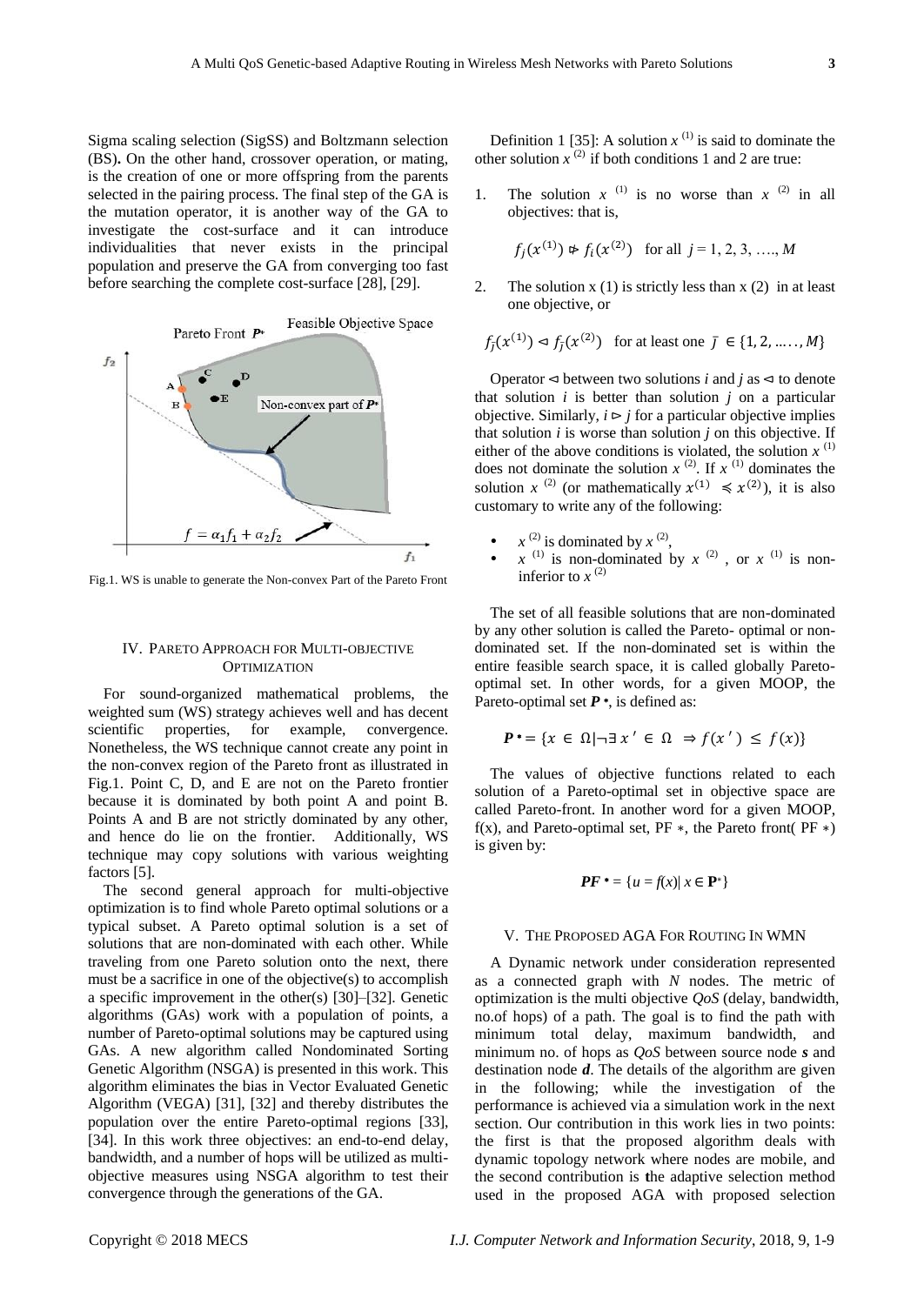Sigma scaling selection (SigSS) and Boltzmann selection (BS). On the other hand, crossover operation, or mating, is the creation of one or more offspring from the parents selected in the pairing process. The final step of the GA is the mutation operator, it is another way of the GA to investigate the cost-surface and it can introduce individualities that never exists in the principal population and preserve the GA from converging too fast before searching the complete cost-surface [28], [29].

Fig.1. WS is unable to generate the Non-convex Part of the Pareto Front

## IV. Pareto Approach for Multi-objective Optimization

For sound-organized mathematical problems, the weighted sum (WS) strategy achieves well and has decent scientific properties, for example, convergence. Nonetheless, the WS technique cannot create any point in the non-convex region of the Pareto front as illustrated in Fig.1. Point C, D, and E are not on the Pareto frontier because it is dominated by both point A and point B. Points A and B are not strictly dominated by any other, and hence do lie on the frontier. Additionally, WS technique may copy solutions with various weighting factors [5].

The second general approach for multi-objective optimization is to find whole Pareto optimal solutions or a typical subset. A Pareto optimal solution is a set of solutions that are non-dominated with each other. While traveling from one Pareto solution onto the next, there must be a sacrifice in one of the objective(s) to accomplish a specific improvement in the other(s) [30]–[32]. Genetic algorithms (GAs) work with a population of points, a number of Pareto-optimal solutions may be captured using GAs. A new algorithm called Nondominated Sorting Genetic Algorithm (NSGA) is presented in this work. This algorithm eliminates the bias in Vector Evaluated Genetic Algorithm (VEGA) [31], [32] and thereby distributes the population over the entire Pareto-optimal regions [33], [34]. In this work three objectives: an end-to-end delay, bandwidth, and a number of hops will be utilized as multi-objective measures using NSGA algorithm to test their convergence through the generations of the GA.

Definition 1 [35]: A solution $x^{(1)}$ is said to dominate the other solution $x^{(2)}$ if both conditions 1 and 2 are true:

1. The solution $x^{(1)}$ is no worse than $x^{(2)}$ in all objectives: that is,

   $$f_j(x^{(1)}) \not\triangleright f_i(x^{(2)}) \quad \text{for all } j = 1, 2, 3, \ldots, M$$

2. The solution x (1) is strictly less than x (2) in at least one objective, or

   $$f_{\bar{j}}(x^{(1)}) \triangleleft f_{\bar{j}}(x^{(2)}) \quad \text{for at least one } \bar{j} \in \{1, 2, \ldots, M\}$$

Operator $\triangleleft$ between two solutions $i$ and $j$ as $\triangleleft$ to denote that solution $i$ is better than solution $j$ on a particular objective. Similarly, $i \triangleright j$ for a particular objective implies that solution $i$ is worse than solution $j$ on this objective. If either of the above conditions is violated, the solution $x^{(1)}$ does not dominate the solution $x^{(2)}$. If $x^{(1)}$ dominates the solution $x^{(2)}$ (or mathematically $x^{(1)} \preccurlyeq x^{(2)}$), it is also customary to write any of the following:

- $x^{(2)}$ is dominated by $x^{(2)}$,
- $x^{(1)}$ is non-dominated by $x^{(2)}$, or $x^{(1)}$ is non-inferior to $x^{(2)}$

The set of all feasible solutions that are non-dominated by any other solution is called the Pareto- optimal or non-dominated set. If the non-dominated set is within the entire feasible search space, it is called globally Pareto-optimal set. In other words, for a given MOOP, the Pareto-optimal set $\boldsymbol{P}^{*}$, is defined as:

$$\boldsymbol{P}^{*} = \{x \in \Omega | \neg \exists\, x' \in \Omega \Rightarrow f(x') \leq f(x)\}$$

The values of objective functions related to each solution of a Pareto-optimal set in objective space are called Pareto-front. In another word for a given MOOP, f(x), and Pareto-optimal set, PF $*$, the Pareto front( PF $*$) is given by:

$$\boldsymbol{PF}^{*} = \{u = f(x) | x \in \mathbf{P}^{*}\}$$

## V. The Proposed AGA For Routing In WMN

A Dynamic network under consideration represented as a connected graph with $N$ nodes. The metric of optimization is the multi objective *QoS* (delay, bandwidth, no.of hops) of a path. The goal is to find the path with minimum total delay, maximum bandwidth, and minimum no. of hops as *QoS* between source node ***s*** and destination node ***d***. The details of the algorithm are given in the following; while the investigation of the performance is achieved via a simulation work in the next section. Our contribution in this work lies in two points: the first is that the proposed algorithm deals with dynamic topology network where nodes are mobile, and the second contribution is the adaptive selection method used in the proposed AGA with proposed selection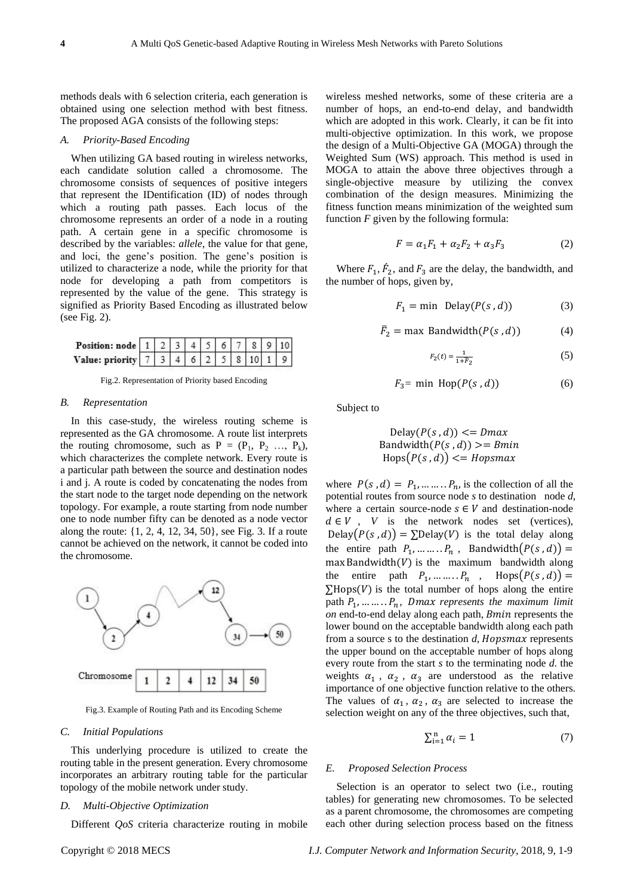methods deals with 6 selection criteria, each generation is obtained using one selection method with best fitness. The proposed AGA consists of the following steps:

### *A. Priority-Based Encoding*

When utilizing GA based routing in wireless networks, each candidate solution called a chromosome. The chromosome consists of sequences of positive integers that represent the IDentification (ID) of nodes through which a routing path passes. Each locus of the chromosome represents an order of a node in a routing path. A certain gene in a specific chromosome is described by the variables: *allele*, the value for that gene, and loci, the gene's position. The gene's position is utilized to characterize a node, while the priority for that node for developing a path from competitors is represented by the value of the gene. This strategy is signified as Priority Based Encoding as illustrated below (see Fig. 2).

| **Position: node** | 1 | 2 | 3 | 4 | 5 | 6 | 7 | 8 | 9 | 10 |
|---|---|---|---|---|---|---|---|---|---|---|
| **Value: priority** | 7 | 3 | 4 | 6 | 2 | 5 | 8 | 10 | 1 | 9 |

Fig.2. Representation of Priority based Encoding

### *B. Representation*

In this case-study, the wireless routing scheme is represented as the GA chromosome. A route list interprets the routing chromosome, such as P = ($P_1$, $P_2$ …, $P_k$), which characterizes the complete network. Every route is a particular path between the source and destination nodes i and j. A route is coded by concatenating the nodes from the start node to the target node depending on the network topology. For example, a route starting from node number one to node number fifty can be denoted as a node vector along the route: {1, 2, 4, 12, 34, 50}, see Fig. 3. If a route cannot be achieved on the network, it cannot be coded into the chromosome.

| Chromosome | 1 | 2 | 4 | 12 | 34 | 50 |
|---|---|---|---|---|---|---|

Fig.3. Example of Routing Path and its Encoding Scheme

### *C. Initial Populations*

This underlying procedure is utilized to create the routing table in the present generation. Every chromosome incorporates an arbitrary routing table for the particular topology of the mobile network under study.

### *D. Multi-Objective Optimization*

Different *QoS* criteria characterize routing in mobile wireless meshed networks, some of these criteria are a number of hops, an end-to-end delay, and bandwidth which are adopted in this work. Clearly, it can be fit into multi-objective optimization. In this work, we propose the design of a Multi-Objective GA (MOGA) through the Weighted Sum (WS) approach. This method is used in MOGA to attain the above three objectives through a single-objective measure by utilizing the convex combination of the design measures. Minimizing the fitness function means minimization of the weighted sum function *F* given by the following formula:

$$F = \alpha_1 F_1 + \alpha_2 F_2 + \alpha_3 F_3 \tag{2}$$

Where $F_1$, $\acute{F}_2$, and $F_3$ are the delay, the bandwidth, and the number of hops, given by,

$$F_1 = \min \ \text{Delay}(P(s\ ,d)) \tag{3}$$

$$\bar{F}_2 = \max \ \text{Bandwidth}(P(s\ ,d)) \tag{4}$$

$$F_2(t) = \frac{1}{1+\bar{F}_2} \tag{5}$$

$$F_3 = \min \ \text{Hop}(P(s\ ,d)) \tag{6}$$

Subject to

$$\text{Delay}(P(s\ ,d)) <= Dmax$$
$$\text{Bandwidth}(P(s\ ,d)) >= Bmin$$
$$\text{Hops}(P(s\ ,d)) <= Hopsmax$$

where $P(s\ ,d) = P_1, \ldots\ldots P_n$, is the collection of all the potential routes from source node *s* to destination node *d*, where a certain source-node $s \in V$ and destination-node $d \in V$, $V$ is the network nodes set (vertices), $\text{Delay}(P(s\ ,d)) = \sum \text{Delay}(V)$ is the total delay along the entire path $P_1, \ldots\ldots P_n$, $\text{Bandwidth}(P(s\ ,d)) = \max \text{Bandwidth}(V)$ is the maximum bandwidth along the entire path $P_1, \ldots\ldots P_n$, $\text{Hops}(P(s\ ,d)) = \sum \text{Hops}(V)$ is the total number of hops along the entire path $P_1, \ldots\ldots P_n$, $Dmax$ *represents the maximum limit on* end-to-end delay along each path, $Bmin$ represents the lower bound on the acceptable bandwidth along each path from a source s to the destination *d*, $Hopsmax$ represents the upper bound on the acceptable number of hops along every route from the start *s* to the terminating node *d*. the weights $\alpha_1$, $\alpha_2$, $\alpha_3$ are understood as the relative importance of one objective function relative to the others. The values of $\alpha_1$, $\alpha_2$, $\alpha_3$ are selected to increase the selection weight on any of the three objectives, such that,

$$\sum_{i=1}^{n} \alpha_i = 1 \tag{7}$$

### *E. Proposed Selection Process*

Selection is an operator to select two (i.e., routing tables) for generating new chromosomes. To be selected as a parent chromosome, the chromosomes are competing each other during selection process based on the fitness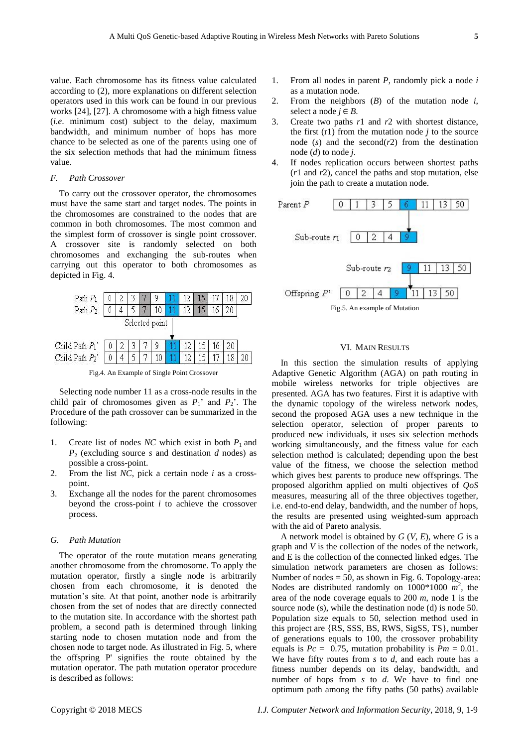value. Each chromosome has its fitness value calculated according to (2), more explanations on different selection operators used in this work can be found in our previous works [24], [27]. A chromosome with a high fitness value (*i.e*. minimum cost) subject to the delay, maximum bandwidth, and minimum number of hops has more chance to be selected as one of the parents using one of the six selection methods that had the minimum fitness value.

### *F. Path Crossover*

To carry out the crossover operator, the chromosomes must have the same start and target nodes. The points in the chromosomes are constrained to the nodes that are common in both chromosomes. The most common and the simplest form of crossover is single point crossover. A crossover site is randomly selected on both chromosomes and exchanging the sub-routes when carrying out this operator to both chromosomes as depicted in Fig. 4.

| | | | | | | | | | | | |
|---|---|---|---|---|---|---|---|---|---|---|---|
| Path $P_1$ | 0 | 2 | 3 | 7 | 9 | 11 | 12 | 15 | 17 | 18 | 20 |
| Path $P_2$ | 0 | 4 | 5 | 7 | 10 | 11 | 12 | 15 | 16 | 20 | |

Selected point

| | | | | | | | | | | | |
|---|---|---|---|---|---|---|---|---|---|---|---|
| Child Path $P_1$' | 0 | 2 | 3 | 7 | 9 | 11 | 12 | 15 | 16 | 20 | |
| Child Path $P_2$' | 0 | 4 | 5 | 7 | 10 | 11 | 12 | 15 | 17 | 18 | 20 |

Fig.4. An Example of Single Point Crossover

Selecting node number 11 as a cross-node results in the child pair of chromosomes given as $P_1$' and $P_2$'. The Procedure of the path crossover can be summarized in the following:

1. Create list of nodes *NC* which exist in both $P_1$ and $P_2$ (excluding source *s* and destination *d* nodes) as possible a cross-point.
2. From the list *NC*, pick a certain node *i* as a cross-point.
3. Exchange all the nodes for the parent chromosomes beyond the cross-point *i* to achieve the crossover process.

### *G. Path Mutation*

The operator of the route mutation means generating another chromosome from the chromosome. To apply the mutation operator, firstly a single node is arbitrarily chosen from each chromosome, it is denoted the mutation's site. At that point, another node is arbitrarily chosen from the set of nodes that are directly connected to the mutation site. In accordance with the shortest path problem, a second path is determined through linking starting node to chosen mutation node and from the chosen node to target node. As illustrated in Fig. 5, where the offspring P' signifies the route obtained by the mutation operator. The path mutation operator procedure is described as follows:

1. From all nodes in parent *P*, randomly pick a node *i* as a mutation node.
2. From the neighbors (*B*) of the mutation node *i*, select a node $j \in B$.
3. Create two paths *r*1 and *r*2 with shortest distance, the first (r1) from the mutation node *j* to the source node (*s*) and the second(*r*2) from the destination node (*d*) to node *j*.
4. If nodes replication occurs between shortest paths (*r*1 and *r*2), cancel the paths and stop mutation, else join the path to create a mutation node.

| | | | | | | | | |
|---|---|---|---|---|---|---|---|---|
| Parent *P* | 0 | 1 | 3 | 5 | 6 | 11 | 13 | 50 |
| Sub-route *r*1 | 0 | 2 | 4 | 9 | | | | |
| Sub-route *r*2 | | | | 9 | 11 | 13 | 50 | |
| Offspring *P*' | 0 | 2 | 4 | 9 | 11 | 13 | 50 | |

Fig.5. An example of Mutation

## VI. Main Results

In this section the simulation results of applying Adaptive Genetic Algorithm (AGA) on path routing in mobile wireless networks for triple objectives are presented. AGA has two features. First it is adaptive with the dynamic topology of the wireless network nodes, second the proposed AGA uses a new technique in the selection operator, selection of proper parents to produced new individuals, it uses six selection methods working simultaneously, and the fitness value for each selection method is calculated; depending upon the best value of the fitness, we choose the selection method which gives best parents to produce new offsprings. The proposed algorithm applied on multi objectives of *QoS* measures, measuring all of the three objectives together, i.e. end-to-end delay, bandwidth, and the number of hops, the results are presented using weighted-sum approach with the aid of Pareto analysis.

A network model is obtained by *G* (*V*, *E*), where *G* is a graph and *V* is the collection of the nodes of the network, and E is the collection of the connected linked edges. The simulation network parameters are chosen as follows: Number of nodes = 50, as shown in Fig. 6. Topology-area: Nodes are distributed randomly on 1000*1000 $m^2$, the area of the node coverage equals to 200 *m*, node 1 is the source node (s), while the destination node (d) is node 50. Population size equals to 50, selection method used in this project are {RS, SSS, BS, RWS, SigSS, TS}, number of generations equals to 100, the crossover probability equals is $Pc$ = 0.75, mutation probability is $Pm$ = 0.01. We have fifty routes from *s* to *d*, and each route has a fitness number depends on its delay, bandwidth, and number of hops from *s* to *d*. We have to find one optimum path among the fifty paths (50 paths) available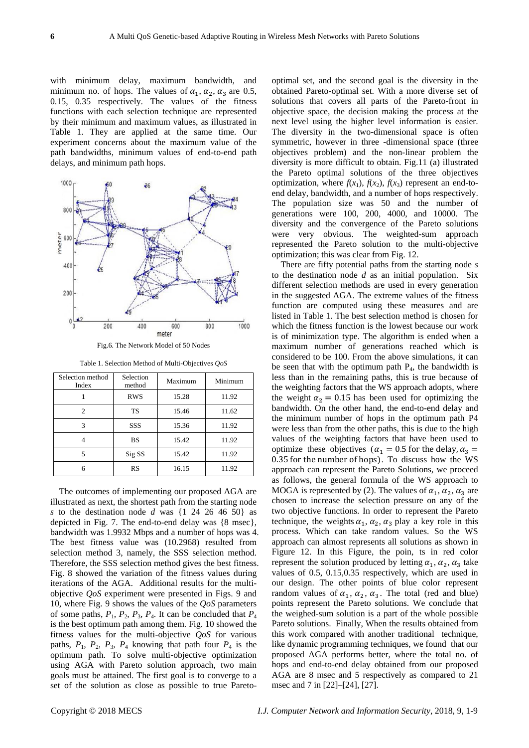with minimum delay, maximum bandwidth, and minimum no. of hops. The values of $\alpha_1, \alpha_2, \alpha_3$ are 0.5, 0.15, 0.35 respectively. The values of the fitness functions with each selection technique are represented by their minimum and maximum values, as illustrated in Table 1. They are applied at the same time. Our experiment concerns about the maximum value of the path bandwidths, minimum values of end-to-end path delays, and minimum path hops.

Fig.6. The Network Model of 50 Nodes

Table 1. Selection Method of Multi-Objectives *QoS*

| Selection method Index | Selection method | Maximum | Minimum |
|---|---|---|---|
| 1 | RWS | 15.28 | 11.92 |
| 2 | TS | 15.46 | 11.62 |
| 3 | SSS | 15.36 | 11.92 |
| 4 | BS | 15.42 | 11.92 |
| 5 | Sig SS | 15.42 | 11.92 |
| 6 | RS | 16.15 | 11.92 |

The outcomes of implementing our proposed AGA are illustrated as next, the shortest path from the starting node *s* to the destination node *d* was {1 24 26 46 50} as depicted in Fig. 7. The end-to-end delay was {8 msec}, bandwidth was 1.9932 Mbps and a number of hops was 4. The best fitness value was (10.2968) resulted from selection method 3, namely, the SSS selection method. Therefore, the SSS selection method gives the best fitness. Fig. 8 showed the variation of the fitness values during iterations of the AGA. Additional results for the multi-objective *QoS* experiment were presented in Figs. 9 and 10, where Fig. 9 shows the values of the *QoS* parameters of some paths, $P_1$, $P_2$, $P_3$, $P_4$. It can be concluded that $P_4$ is the best optimum path among them. Fig. 10 showed the fitness values for the multi-objective *QoS* for various paths, $P_1$, $P_2$, $P_3$, $P_4$ knowing that path four $P_4$ is the optimum path. To solve multi-objective optimization using AGA with Pareto solution approach, two main goals must be attained. The first goal is to converge to a set of the solution as close as possible to true Pareto-optimal set, and the second goal is the diversity in the obtained Pareto-optimal set. With a more diverse set of solutions that covers all parts of the Pareto-front in objective space, the decision making the process at the next level using the higher level information is easier. The diversity in the two-dimensional space is often symmetric, however in three -dimensional space (three objectives problem) and the non-linear problem the diversity is more difficult to obtain. Fig.11 (a) illustrated the Pareto optimal solutions of the three objectives optimization, where $f(x_1)$, $f(x_2)$, $f(x_3)$ represent an end-to-end delay, bandwidth, and a number of hops respectively. The population size was 50 and the number of generations were 100, 200, 4000, and 10000. The diversity and the convergence of the Pareto solutions were very obvious. The weighted-sum approach represented the Pareto solution to the multi-objective optimization; this was clear from Fig. 12.

There are fifty potential paths from the starting node *s* to the destination node *d* as an initial population. Six different selection methods are used in every generation in the suggested AGA. The extreme values of the fitness function are computed using these measures and are listed in Table 1. The best selection method is chosen for which the fitness function is the lowest because our work is of minimization type. The algorithm is ended when a maximum number of generations reached which is considered to be 100. From the above simulations, it can be seen that with the optimum path $P_4$, the bandwidth is less than in the remaining paths, this is true because of the weighting factors that the WS approach adopts, where the weight $\alpha_2 = 0.15$ has been used for optimizing the bandwidth. On the other hand, the end-to-end delay and the minimum number of hops in the optimum path P4 were less than from the other paths, this is due to the high values of the weighting factors that have been used to optimize these objectives ($\alpha_1 = 0.5$ for the delay, $\alpha_3 = 0.35$ for the number of hops). To discuss how the WS approach can represent the Pareto Solutions, we proceed as follows, the general formula of the WS approach to MOGA is represented by (2). The values of $\alpha_1, \alpha_2, \alpha_3$ are chosen to increase the selection pressure on any of the two objective functions. In order to represent the Pareto technique, the weights $\alpha_1, \alpha_2, \alpha_3$ play a key role in this process. Which can take random values. So the WS approach can almost represents all solutions as shown in Figure 12. In this Figure, the poin, ts in red color represent the solution produced by letting $\alpha_1, \alpha_2, \alpha_3$ take values of 0.5, 0.15,0.35 respectively, which are used in our design. The other points of blue color represent random values of $\alpha_1, \alpha_2, \alpha_3$. The total (red and blue) points represent the Pareto solutions. We conclude that the weighed-sum solution is a part of the whole possible Pareto solutions. Finally, When the results obtained from this work compared with another traditional technique, like dynamic programming techniques, we found that our proposed AGA performs better, where the total no. of hops and end-to-end delay obtained from our proposed AGA are 8 msec and 5 respectively as compared to 21 msec and 7 in [22]–[24], [27].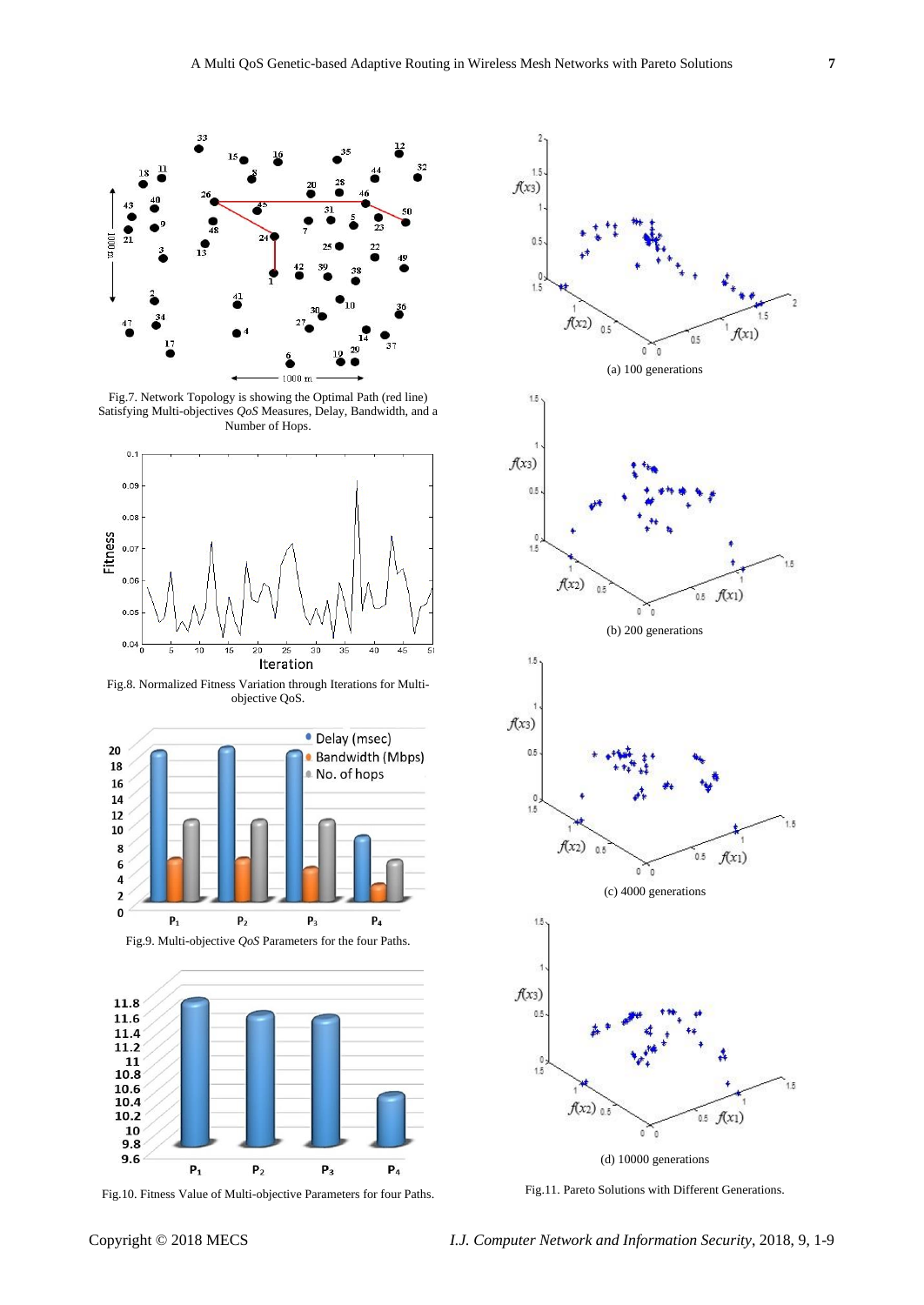Fig.7. Network Topology is showing the Optimal Path (red line) Satisfying Multi-objectives *QoS* Measures, Delay, Bandwidth, and a Number of Hops.

Fig.8. Normalized Fitness Variation through Iterations for Multi-objective QoS.

Fig.9. Multi-objective *QoS* Parameters for the four Paths.

Fig.10. Fitness Value of Multi-objective Parameters for four Paths.

(a) 100 generations

(b) 200 generations

(c) 4000 generations

(d) 10000 generations

Fig.11. Pareto Solutions with Different Generations.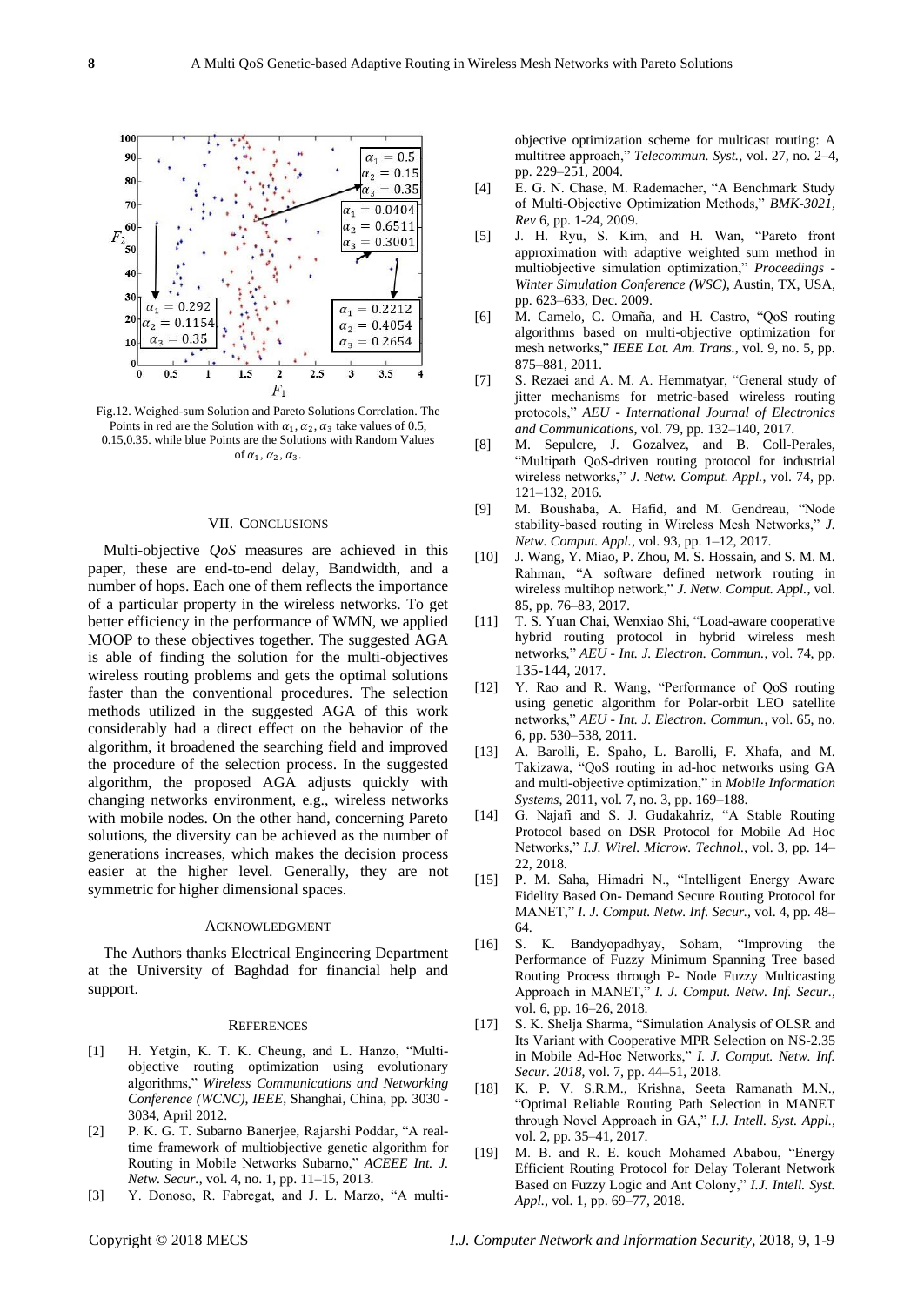Fig.12. Weighed-sum Solution and Pareto Solutions Correlation. The Points in red are the Solution with $\alpha_1, \alpha_2, \alpha_3$ take values of 0.5, 0.15,0.35. while blue Points are the Solutions with Random Values of $\alpha_1, \alpha_2, \alpha_3$.

## VII. CONCLUSIONS

Multi-objective *QoS* measures are achieved in this paper, these are end-to-end delay, Bandwidth, and a number of hops. Each one of them reflects the importance of a particular property in the wireless networks. To get better efficiency in the performance of WMN, we applied MOOP to these objectives together. The suggested AGA is able of finding the solution for the multi-objectives wireless routing problems and gets the optimal solutions faster than the conventional procedures. The selection methods utilized in the suggested AGA of this work considerably had a direct effect on the behavior of the algorithm, it broadened the searching field and improved the procedure of the selection process. In the suggested algorithm, the proposed AGA adjusts quickly with changing networks environment, e.g., wireless networks with mobile nodes. On the other hand, concerning Pareto solutions, the diversity can be achieved as the number of generations increases, which makes the decision process easier at the higher level. Generally, they are not symmetric for higher dimensional spaces.

## ACKNOWLEDGMENT

The Authors thanks Electrical Engineering Department at the University of Baghdad for financial help and support.

## REFERENCES

[1] H. Yetgin, K. T. K. Cheung, and L. Hanzo, "Multi-objective routing optimization using evolutionary algorithms," *Wireless Communications and Networking Conference (WCNC), IEEE*, Shanghai, China, pp. 3030 - 3034, April 2012.

[2] P. K. G. T. Subarno Banerjee, Rajarshi Poddar, "A real-time framework of multiobjective genetic algorithm for Routing in Mobile Networks Subarno," *ACEEE Int. J. Netw. Secur.*, vol. 4, no. 1, pp. 11–15, 2013.

[3] Y. Donoso, R. Fabregat, and J. L. Marzo, "A multi-objective optimization scheme for multicast routing: A multitree approach," *Telecommun. Syst.*, vol. 27, no. 2–4, pp. 229–251, 2004.

[4] E. G. N. Chase, M. Rademacher, "A Benchmark Study of Multi-Objective Optimization Methods," *BMK-3021, Rev* 6, pp. 1-24, 2009.

[5] J. H. Ryu, S. Kim, and H. Wan, "Pareto front approximation with adaptive weighted sum method in multiobjective simulation optimization," *Proceedings - Winter Simulation Conference (WSC)*, Austin, TX, USA, pp. 623–633, Dec. 2009.

[6] M. Camelo, C. Omaña, and H. Castro, "QoS routing algorithms based on multi-objective optimization for mesh networks," *IEEE Lat. Am. Trans.*, vol. 9, no. 5, pp. 875–881, 2011.

[7] S. Rezaei and A. M. A. Hemmatyar, "General study of jitter mechanisms for metric-based wireless routing protocols," *AEU - International Journal of Electronics and Communications*, vol. 79, pp. 132–140, 2017.

[8] M. Sepulcre, J. Gozalvez, and B. Coll-Perales, "Multipath QoS-driven routing protocol for industrial wireless networks," *J. Netw. Comput. Appl.*, vol. 74, pp. 121–132, 2016.

[9] M. Boushaba, A. Hafid, and M. Gendreau, "Node stability-based routing in Wireless Mesh Networks," *J. Netw. Comput. Appl.*, vol. 93, pp. 1–12, 2017.

[10] J. Wang, Y. Miao, P. Zhou, M. S. Hossain, and S. M. M. Rahman, "A software defined network routing in wireless multihop network," *J. Netw. Comput. Appl.*, vol. 85, pp. 76–83, 2017.

[11] T. S. Yuan Chai, Wenxiao Shi, "Load-aware cooperative hybrid routing protocol in hybrid wireless mesh networks," *AEU - Int. J. Electron. Commun.*, vol. 74, pp. 135-144, 2017.

[12] Y. Rao and R. Wang, "Performance of QoS routing using genetic algorithm for Polar-orbit LEO satellite networks," *AEU - Int. J. Electron. Commun.*, vol. 65, no. 6, pp. 530–538, 2011.

[13] A. Barolli, E. Spaho, L. Barolli, F. Xhafa, and M. Takizawa, "QoS routing in ad-hoc networks using GA and multi-objective optimization," in *Mobile Information Systems*, 2011, vol. 7, no. 3, pp. 169–188.

[14] G. Najafi and S. J. Gudakahriz, "A Stable Routing Protocol based on DSR Protocol for Mobile Ad Hoc Networks," *I.J. Wirel. Microw. Technol.*, vol. 3, pp. 14–22, 2018.

[15] P. M. Saha, Himadri N., "Intelligent Energy Aware Fidelity Based On- Demand Secure Routing Protocol for MANET," *I. J. Comput. Netw. Inf. Secur.*, vol. 4, pp. 48–64.

[16] S. K. Bandyopadhyay, Soham, "Improving the Performance of Fuzzy Minimum Spanning Tree based Routing Process through P- Node Fuzzy Multicasting Approach in MANET," *I. J. Comput. Netw. Inf. Secur.*, vol. 6, pp. 16–26, 2018.

[17] S. K. Shelja Sharma, "Simulation Analysis of OLSR and Its Variant with Cooperative MPR Selection on NS-2.35 in Mobile Ad-Hoc Networks," *I. J. Comput. Netw. Inf. Secur. 2018*, vol. 7, pp. 44–51, 2018.

[18] K. P. V. S.R.M., Krishna, Seeta Ramanath M.N., "Optimal Reliable Routing Path Selection in MANET through Novel Approach in GA," *I.J. Intell. Syst. Appl.*, vol. 2, pp. 35–41, 2017.

[19] M. B. and R. E. kouch Mohamed Ababou, "Energy Efficient Routing Protocol for Delay Tolerant Network Based on Fuzzy Logic and Ant Colony," *I.J. Intell. Syst. Appl.*, vol. 1, pp. 69–77, 2018.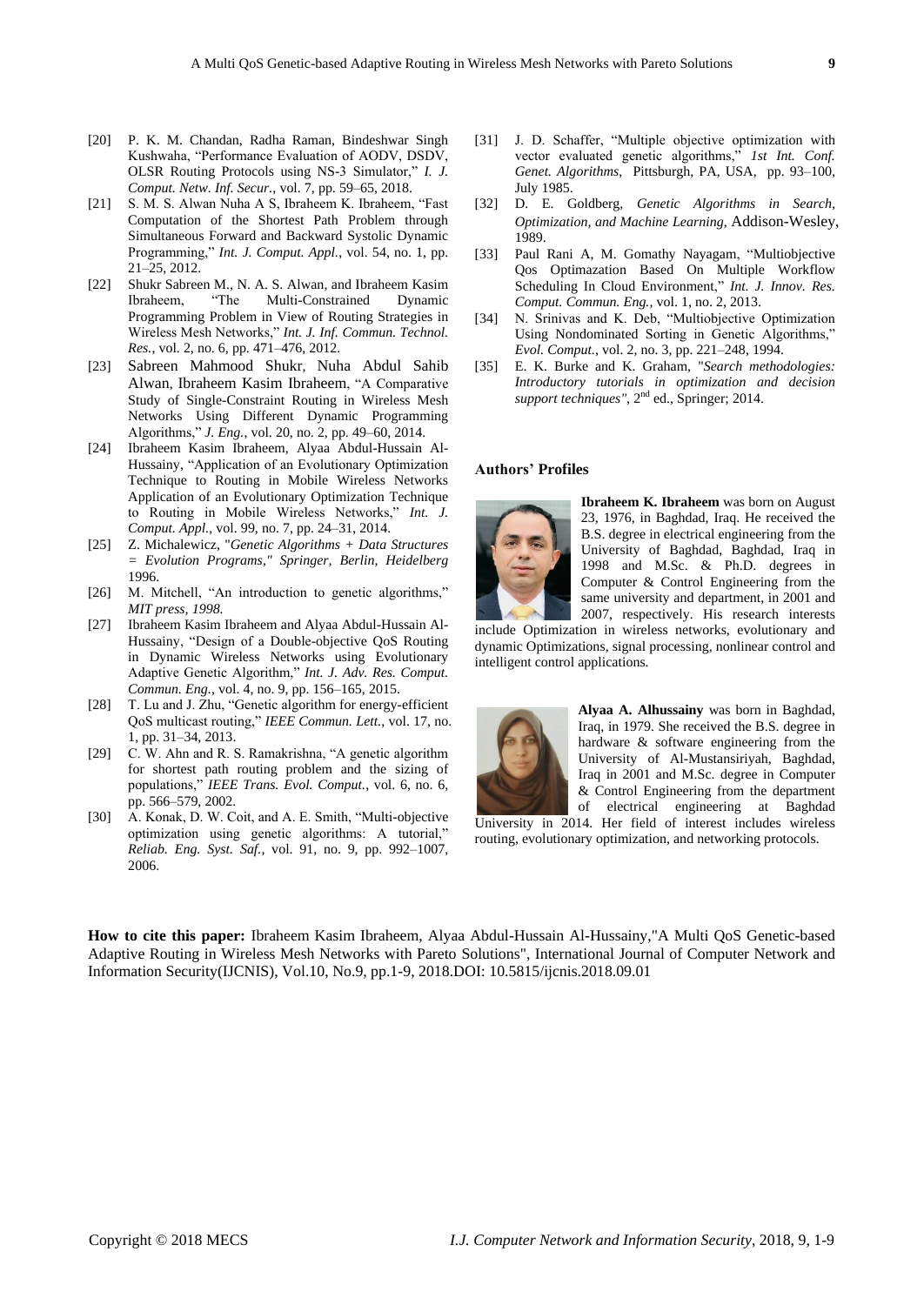[20] P. K. M. Chandan, Radha Raman, Bindeshwar Singh Kushwaha, "Performance Evaluation of AODV, DSDV, OLSR Routing Protocols using NS-3 Simulator," *I. J. Comput. Netw. Inf. Secur.*, vol. 7, pp. 59–65, 2018.

[21] S. M. S. Alwan Nuha A S, Ibraheem K. Ibraheem, "Fast Computation of the Shortest Path Problem through Simultaneous Forward and Backward Systolic Dynamic Programming," *Int. J. Comput. Appl.*, vol. 54, no. 1, pp. 21–25, 2012.

[22] Shukr Sabreen M., N. A. S. Alwan, and Ibraheem Kasim Ibraheem, "The Multi-Constrained Dynamic Programming Problem in View of Routing Strategies in Wireless Mesh Networks," *Int. J. Inf. Commun. Technol. Res.*, vol. 2, no. 6, pp. 471–476, 2012.

[23] Sabreen Mahmood Shukr, Nuha Abdul Sahib Alwan, Ibraheem Kasim Ibraheem, "A Comparative Study of Single-Constraint Routing in Wireless Mesh Networks Using Different Dynamic Programming Algorithms," *J. Eng.*, vol. 20, no. 2, pp. 49–60, 2014.

[24] Ibraheem Kasim Ibraheem, Alyaa Abdul-Hussain Al-Hussainy, "Application of an Evolutionary Optimization Technique to Routing in Mobile Wireless Networks Application of an Evolutionary Optimization Technique to Routing in Mobile Wireless Networks," *Int. J. Comput. Appl.*, vol. 99, no. 7, pp. 24–31, 2014.

[25] Z. Michalewicz, "*Genetic Algorithms + Data Structures = Evolution Programs," Springer, Berlin, Heidelberg* 1996.

[26] M. Mitchell, "An introduction to genetic algorithms," *MIT press, 1998.*

[27] Ibraheem Kasim Ibraheem and Alyaa Abdul-Hussain Al-Hussainy, "Design of a Double-objective QoS Routing in Dynamic Wireless Networks using Evolutionary Adaptive Genetic Algorithm," *Int. J. Adv. Res. Comput. Commun. Eng.*, vol. 4, no. 9, pp. 156–165, 2015.

[28] T. Lu and J. Zhu, "Genetic algorithm for energy-efficient QoS multicast routing," *IEEE Commun. Lett.*, vol. 17, no. 1, pp. 31–34, 2013.

[29] C. W. Ahn and R. S. Ramakrishna, "A genetic algorithm for shortest path routing problem and the sizing of populations," *IEEE Trans. Evol. Comput.*, vol. 6, no. 6, pp. 566–579, 2002.

[30] A. Konak, D. W. Coit, and A. E. Smith, "Multi-objective optimization using genetic algorithms: A tutorial," *Reliab. Eng. Syst. Saf.*, vol. 91, no. 9, pp. 992–1007, 2006.

[31] J. D. Schaffer, "Multiple objective optimization with vector evaluated genetic algorithms," *1st Int. Conf. Genet. Algorithms*, Pittsburgh, PA, USA, pp. 93–100, July 1985.

[32] D. E. Goldberg, *Genetic Algorithms in Search, Optimization, and Machine Learning,* Addison-Wesley, 1989.

[33] Paul Rani A, M. Gomathy Nayagam, "Multiobjective Qos Optimazation Based On Multiple Workflow Scheduling In Cloud Environment," *Int. J. Innov. Res. Comput. Commun. Eng.*, vol. 1, no. 2, 2013.

[34] N. Srinivas and K. Deb, "Multiobjective Optimization Using Nondominated Sorting in Genetic Algorithms," *Evol. Comput.*, vol. 2, no. 3, pp. 221–248, 1994.

[35] E. K. Burke and K. Graham, "*Search methodologies: Introductory tutorials in optimization and decision support techniques"*, 2nd ed., Springer; 2014.

## Authors' Profiles

**Ibraheem K. Ibraheem** was born on August 23, 1976, in Baghdad, Iraq. He received the B.S. degree in electrical engineering from the University of Baghdad, Baghdad, Iraq in 1998 and M.Sc. & Ph.D. degrees in Computer & Control Engineering from the same university and department, in 2001 and 2007, respectively. His research interests include Optimization in wireless networks, evolutionary and dynamic Optimizations, signal processing, nonlinear control and intelligent control applications.

**Alyaa A. Alhussainy** was born in Baghdad, Iraq, in 1979. She received the B.S. degree in hardware & software engineering from the University of Al-Mustansiriyah, Baghdad, Iraq in 2001 and M.Sc. degree in Computer & Control Engineering from the department of electrical engineering at Baghdad University in 2014. Her field of interest includes wireless routing, evolutionary optimization, and networking protocols.

**How to cite this paper:** Ibraheem Kasim Ibraheem, Alyaa Abdul-Hussain Al-Hussainy,"A Multi QoS Genetic-based Adaptive Routing in Wireless Mesh Networks with Pareto Solutions", International Journal of Computer Network and Information Security(IJCNIS), Vol.10, No.9, pp.1-9, 2018.DOI: 10.5815/ijcnis.2018.09.01